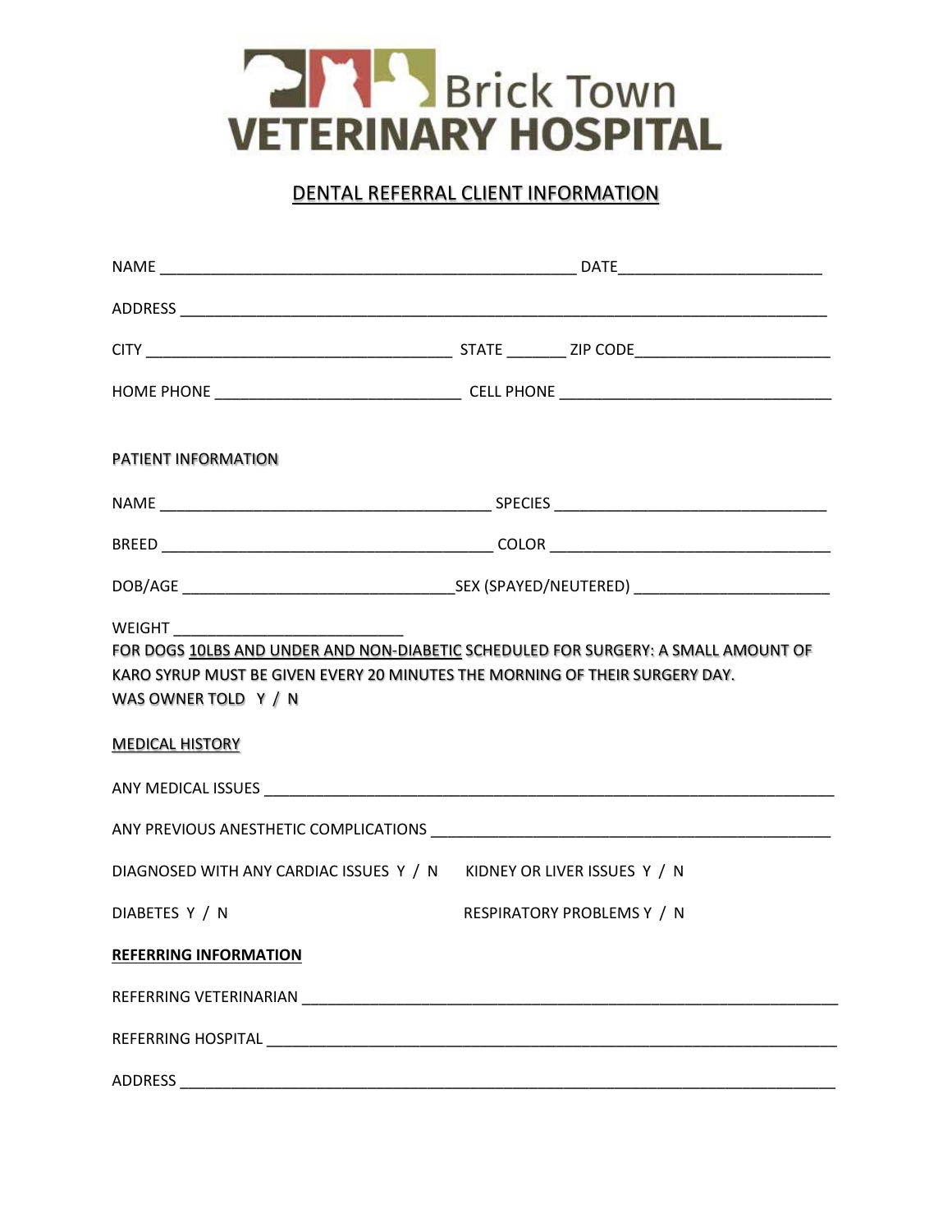# Brick Town VETERINARY HOSPITAL

## DENTAL REFERRAL CLIENT INFORMATION

NAME ________________________________________________ DATE_______________________

ADDRESS ___________________________________________________________________________

CITY __________________________________ STATE _______ ZIP CODE______________________

HOME PHONE ____________________________ CELL PHONE ______________________________

### PATIENT INFORMATION

NAME ______________________________________ SPECIES _______________________________

BREED ______________________________________ COLOR ________________________________

DOB/AGE ______________________________SEX (SPAYED/NEUTERED) ______________________

WEIGHT __________________________

FOR DOGS 10LBS AND UNDER AND NON-DIABETIC SCHEDULED FOR SURGERY: A SMALL AMOUNT OF KARO SYRUP MUST BE GIVEN EVERY 20 MINUTES THE MORNING OF THEIR SURGERY DAY.
WAS OWNER TOLD Y / N

### MEDICAL HISTORY

ANY MEDICAL ISSUES ________________________________________________________________

ANY PREVIOUS ANESTHETIC COMPLICATIONS _____________________________________________

DIAGNOSED WITH ANY CARDIAC ISSUES Y / N KIDNEY OR LIVER ISSUES Y / N

DIABETES Y / N RESPIRATORY PROBLEMS Y / N

### REFERRING INFORMATION

REFERRING VETERINARIAN ____________________________________________________________

REFERRING HOSPITAL _______________________________________________________________

ADDRESS ___________________________________________________________________________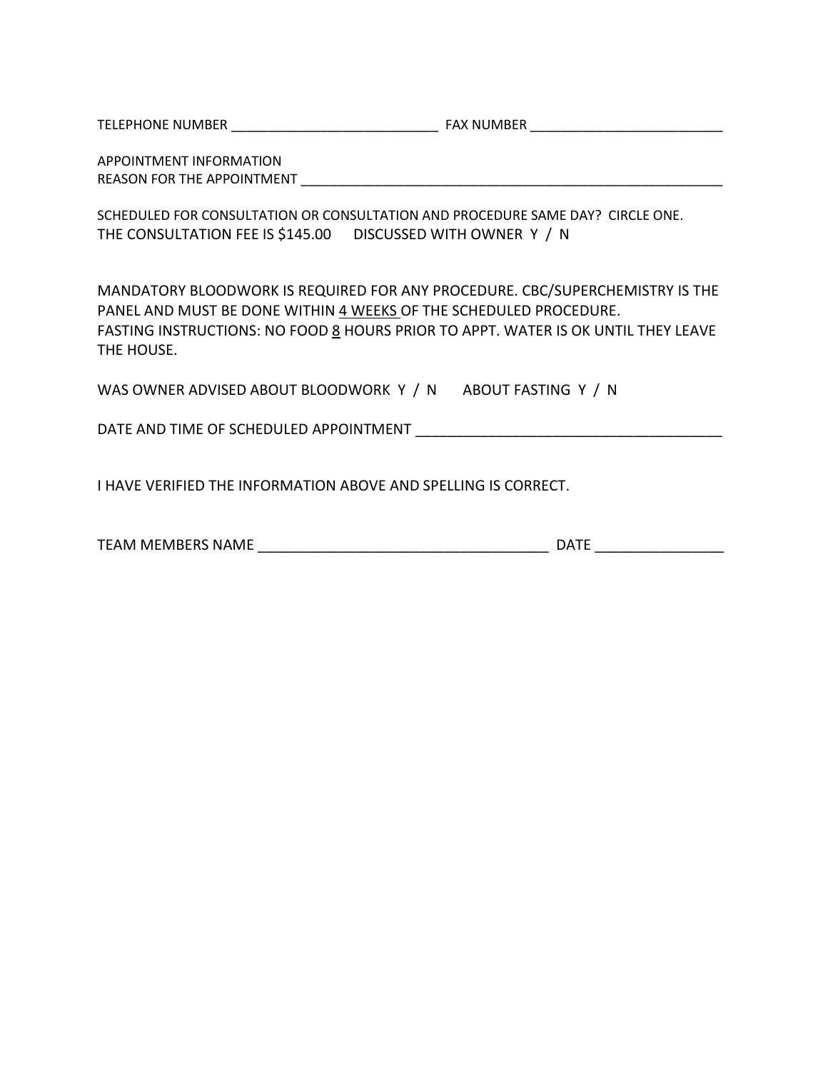TELEPHONE NUMBER ____________________________ FAX NUMBER __________________________

APPOINTMENT INFORMATION
REASON FOR THE APPOINTMENT __________________________________________________________

SCHEDULED FOR CONSULTATION OR CONSULTATION AND PROCEDURE SAME DAY? CIRCLE ONE.
THE CONSULTATION FEE IS $145.00    DISCUSSED WITH OWNER Y / N

MANDATORY BLOODWORK IS REQUIRED FOR ANY PROCEDURE. CBC/SUPERCHEMISTRY IS THE PANEL AND MUST BE DONE WITHIN <u>4 WEEKS</u> OF THE SCHEDULED PROCEDURE.
FASTING INSTRUCTIONS: NO FOOD <u>8</u> HOURS PRIOR TO APPT. WATER IS OK UNTIL THEY LEAVE THE HOUSE.

WAS OWNER ADVISED ABOUT BLOODWORK Y / N    ABOUT FASTING Y / N

DATE AND TIME OF SCHEDULED APPOINTMENT _______________________________________

I HAVE VERIFIED THE INFORMATION ABOVE AND SPELLING IS CORRECT.

TEAM MEMBERS NAME ____________________________________ DATE ________________